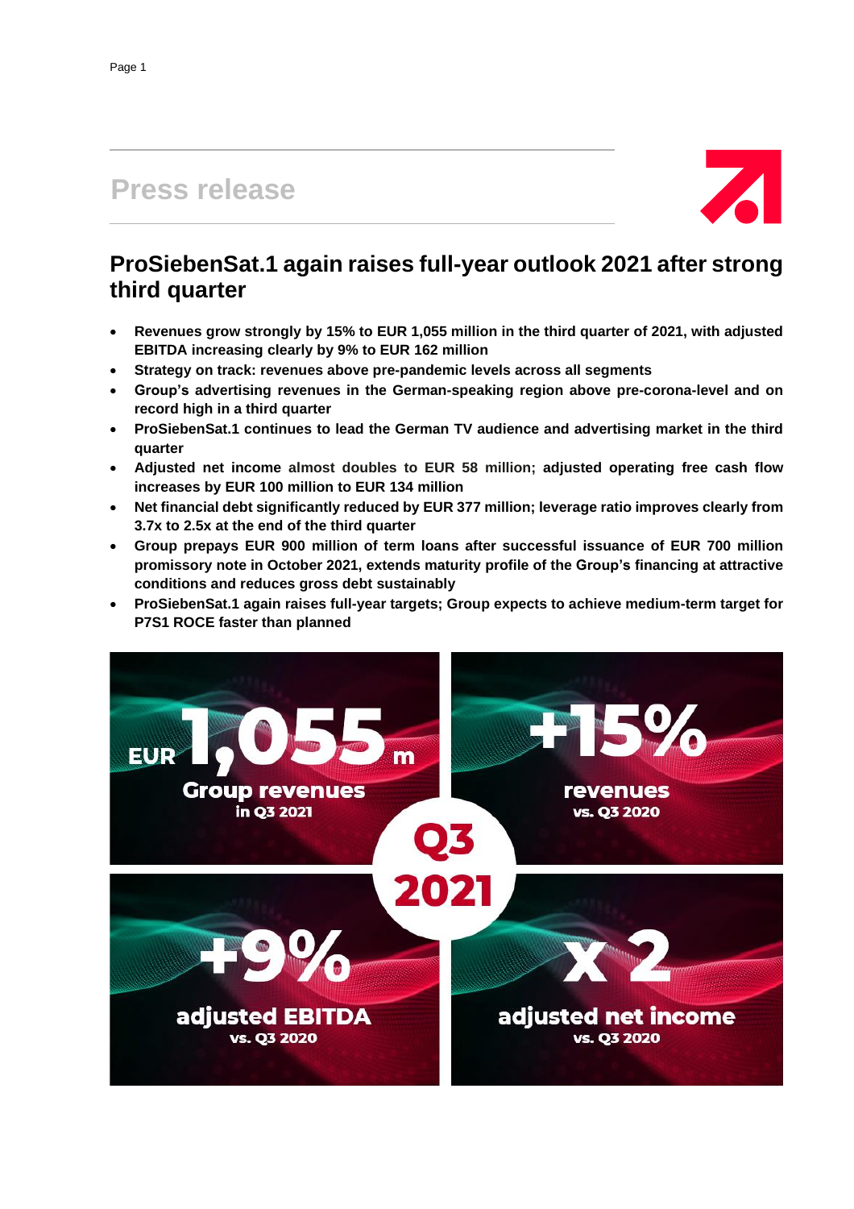# Press release

## ProSiebenSat.1 again raises full-year outlook 2021 after strong third quarter

- **Revenues grow strongly by 15% to EUR 1,055 million in the third quarter of 2021, with adjusted EBITDA increasing clearly by 9% to EUR 162 million**
- **Strategy on track: revenues above pre-pandemic levels across all segments**
- **Group's advertising revenues in the German-speaking region above pre-corona-level and on record high in a third quarter**
- **ProSiebenSat.1 continues to lead the German TV audience and advertising market in the third quarter**
- **Adjusted net income almost doubles to EUR 58 million; adjusted operating free cash flow increases by EUR 100 million to EUR 134 million**
- **Net financial debt significantly reduced by EUR 377 million; leverage ratio improves clearly from 3.7x to 2.5x at the end of the third quarter**
- **Group prepays EUR 900 million of term loans after successful issuance of EUR 700 million promissory note in October 2021, extends maturity profile of the Group's financing at attractive conditions and reduces gross debt sustainably**
- **ProSiebenSat.1 again raises full-year targets; Group expects to achieve medium-term target for P7S1 ROCE faster than planned**

EUR 1,055 m
Group revenues
in Q3 2021

+15%
revenues
vs. Q3 2020

Q3 2021

+9%
adjusted EBITDA
vs. Q3 2020

x 2
adjusted net income
vs. Q3 2020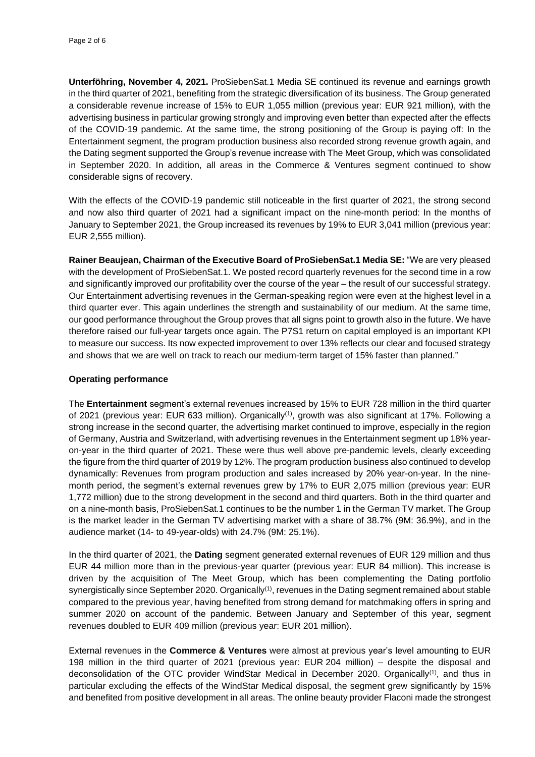**Unterföhring, November 4, 2021.** ProSiebenSat.1 Media SE continued its revenue and earnings growth in the third quarter of 2021, benefiting from the strategic diversification of its business. The Group generated a considerable revenue increase of 15% to EUR 1,055 million (previous year: EUR 921 million), with the advertising business in particular growing strongly and improving even better than expected after the effects of the COVID-19 pandemic. At the same time, the strong positioning of the Group is paying off: In the Entertainment segment, the program production business also recorded strong revenue growth again, and the Dating segment supported the Group's revenue increase with The Meet Group, which was consolidated in September 2020. In addition, all areas in the Commerce & Ventures segment continued to show considerable signs of recovery.

With the effects of the COVID-19 pandemic still noticeable in the first quarter of 2021, the strong second and now also third quarter of 2021 had a significant impact on the nine-month period: In the months of January to September 2021, the Group increased its revenues by 19% to EUR 3,041 million (previous year: EUR 2,555 million).

**Rainer Beaujean, Chairman of the Executive Board of ProSiebenSat.1 Media SE:** "We are very pleased with the development of ProSiebenSat.1. We posted record quarterly revenues for the second time in a row and significantly improved our profitability over the course of the year – the result of our successful strategy. Our Entertainment advertising revenues in the German-speaking region were even at the highest level in a third quarter ever. This again underlines the strength and sustainability of our medium. At the same time, our good performance throughout the Group proves that all signs point to growth also in the future. We have therefore raised our full-year targets once again. The P7S1 return on capital employed is an important KPI to measure our success. Its now expected improvement to over 13% reflects our clear and focused strategy and shows that we are well on track to reach our medium-term target of 15% faster than planned."

**Operating performance**

The **Entertainment** segment's external revenues increased by 15% to EUR 728 million in the third quarter of 2021 (previous year: EUR 633 million). Organically(1), growth was also significant at 17%. Following a strong increase in the second quarter, the advertising market continued to improve, especially in the region of Germany, Austria and Switzerland, with advertising revenues in the Entertainment segment up 18% year-on-year in the third quarter of 2021. These were thus well above pre-pandemic levels, clearly exceeding the figure from the third quarter of 2019 by 12%. The program production business also continued to develop dynamically: Revenues from program production and sales increased by 20% year-on-year. In the nine-month period, the segment's external revenues grew by 17% to EUR 2,075 million (previous year: EUR 1,772 million) due to the strong development in the second and third quarters. Both in the third quarter and on a nine-month basis, ProSiebenSat.1 continues to be the number 1 in the German TV market. The Group is the market leader in the German TV advertising market with a share of 38.7% (9M: 36.9%), and in the audience market (14- to 49-year-olds) with 24.7% (9M: 25.1%).

In the third quarter of 2021, the **Dating** segment generated external revenues of EUR 129 million and thus EUR 44 million more than in the previous-year quarter (previous year: EUR 84 million). This increase is driven by the acquisition of The Meet Group, which has been complementing the Dating portfolio synergistically since September 2020. Organically(1), revenues in the Dating segment remained about stable compared to the previous year, having benefited from strong demand for matchmaking offers in spring and summer 2020 on account of the pandemic. Between January and September of this year, segment revenues doubled to EUR 409 million (previous year: EUR 201 million).

External revenues in the **Commerce & Ventures** were almost at previous year's level amounting to EUR 198 million in the third quarter of 2021 (previous year: EUR 204 million) – despite the disposal and deconsolidation of the OTC provider WindStar Medical in December 2020. Organically(1), and thus in particular excluding the effects of the WindStar Medical disposal, the segment grew significantly by 15% and benefited from positive development in all areas. The online beauty provider Flaconi made the strongest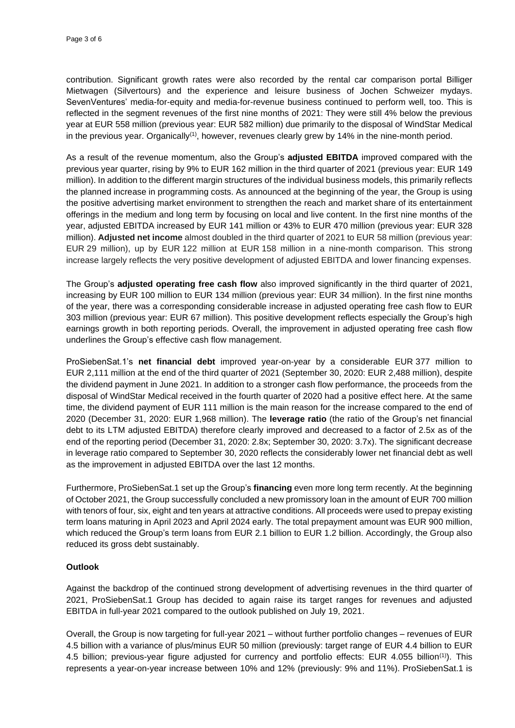contribution. Significant growth rates were also recorded by the rental car comparison portal Billiger Mietwagen (Silvertours) and the experience and leisure business of Jochen Schweizer mydays. SevenVentures' media-for-equity and media-for-revenue business continued to perform well, too. This is reflected in the segment revenues of the first nine months of 2021: They were still 4% below the previous year at EUR 558 million (previous year: EUR 582 million) due primarily to the disposal of WindStar Medical in the previous year. Organically[1], however, revenues clearly grew by 14% in the nine-month period.

As a result of the revenue momentum, also the Group's **adjusted EBITDA** improved compared with the previous year quarter, rising by 9% to EUR 162 million in the third quarter of 2021 (previous year: EUR 149 million). In addition to the different margin structures of the individual business models, this primarily reflects the planned increase in programming costs. As announced at the beginning of the year, the Group is using the positive advertising market environment to strengthen the reach and market share of its entertainment offerings in the medium and long term by focusing on local and live content. In the first nine months of the year, adjusted EBITDA increased by EUR 141 million or 43% to EUR 470 million (previous year: EUR 328 million). **Adjusted net income** almost doubled in the third quarter of 2021 to EUR 58 million (previous year: EUR 29 million), up by EUR 122 million at EUR 158 million in a nine-month comparison. This strong increase largely reflects the very positive development of adjusted EBITDA and lower financing expenses.

The Group's **adjusted operating free cash flow** also improved significantly in the third quarter of 2021, increasing by EUR 100 million to EUR 134 million (previous year: EUR 34 million). In the first nine months of the year, there was a corresponding considerable increase in adjusted operating free cash flow to EUR 303 million (previous year: EUR 67 million). This positive development reflects especially the Group's high earnings growth in both reporting periods. Overall, the improvement in adjusted operating free cash flow underlines the Group's effective cash flow management.

ProSiebenSat.1's **net financial debt** improved year-on-year by a considerable EUR 377 million to EUR 2,111 million at the end of the third quarter of 2021 (September 30, 2020: EUR 2,488 million), despite the dividend payment in June 2021. In addition to a stronger cash flow performance, the proceeds from the disposal of WindStar Medical received in the fourth quarter of 2020 had a positive effect here. At the same time, the dividend payment of EUR 111 million is the main reason for the increase compared to the end of 2020 (December 31, 2020: EUR 1,968 million). The **leverage ratio** (the ratio of the Group's net financial debt to its LTM adjusted EBITDA) therefore clearly improved and decreased to a factor of 2.5x as of the end of the reporting period (December 31, 2020: 2.8x; September 30, 2020: 3.7x). The significant decrease in leverage ratio compared to September 30, 2020 reflects the considerably lower net financial debt as well as the improvement in adjusted EBITDA over the last 12 months.

Furthermore, ProSiebenSat.1 set up the Group's **financing** even more long term recently. At the beginning of October 2021, the Group successfully concluded a new promissory loan in the amount of EUR 700 million with tenors of four, six, eight and ten years at attractive conditions. All proceeds were used to prepay existing term loans maturing in April 2023 and April 2024 early. The total prepayment amount was EUR 900 million, which reduced the Group's term loans from EUR 2.1 billion to EUR 1.2 billion. Accordingly, the Group also reduced its gross debt sustainably.

**Outlook**

Against the backdrop of the continued strong development of advertising revenues in the third quarter of 2021, ProSiebenSat.1 Group has decided to again raise its target ranges for revenues and adjusted EBITDA in full-year 2021 compared to the outlook published on July 19, 2021.

Overall, the Group is now targeting for full-year 2021 – without further portfolio changes – revenues of EUR 4.5 billion with a variance of plus/minus EUR 50 million (previously: target range of EUR 4.4 billion to EUR 4.5 billion; previous-year figure adjusted for currency and portfolio effects: EUR 4.055 billion[1]). This represents a year-on-year increase between 10% and 12% (previously: 9% and 11%). ProSiebenSat.1 is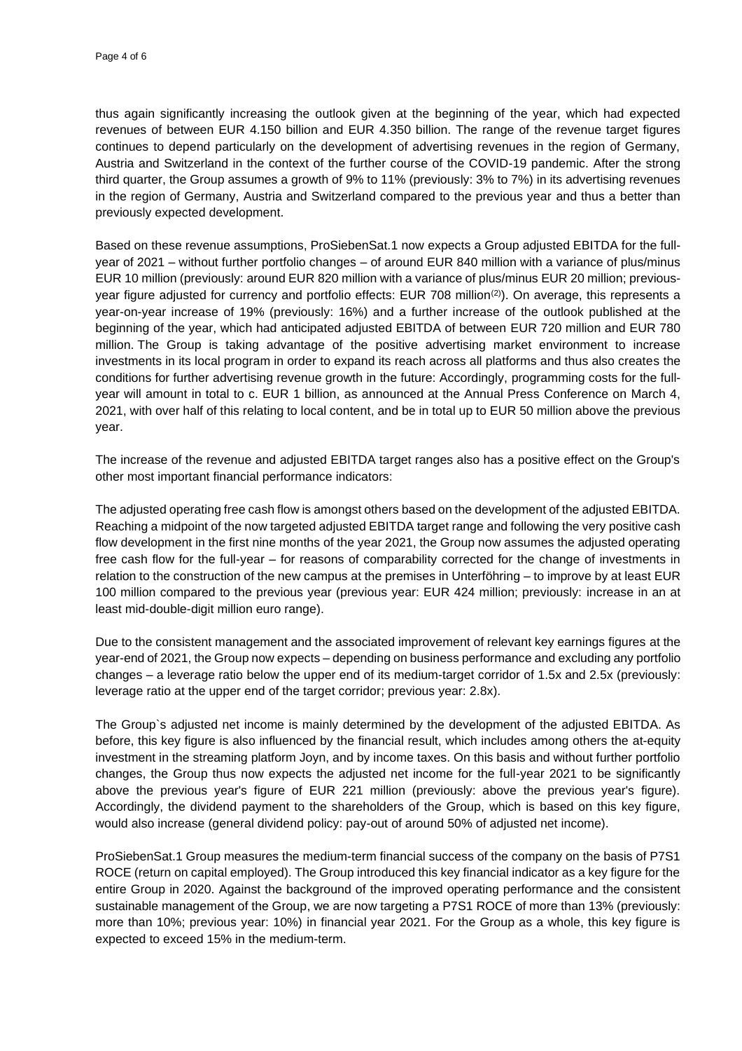thus again significantly increasing the outlook given at the beginning of the year, which had expected revenues of between EUR 4.150 billion and EUR 4.350 billion. The range of the revenue target figures continues to depend particularly on the development of advertising revenues in the region of Germany, Austria and Switzerland in the context of the further course of the COVID-19 pandemic. After the strong third quarter, the Group assumes a growth of 9% to 11% (previously: 3% to 7%) in its advertising revenues in the region of Germany, Austria and Switzerland compared to the previous year and thus a better than previously expected development.

Based on these revenue assumptions, ProSiebenSat.1 now expects a Group adjusted EBITDA for the full-year of 2021 – without further portfolio changes – of around EUR 840 million with a variance of plus/minus EUR 10 million (previously: around EUR 820 million with a variance of plus/minus EUR 20 million; previous-year figure adjusted for currency and portfolio effects: EUR 708 million(2)). On average, this represents a year-on-year increase of 19% (previously: 16%) and a further increase of the outlook published at the beginning of the year, which had anticipated adjusted EBITDA of between EUR 720 million and EUR 780 million. The Group is taking advantage of the positive advertising market environment to increase investments in its local program in order to expand its reach across all platforms and thus also creates the conditions for further advertising revenue growth in the future: Accordingly, programming costs for the full-year will amount in total to c. EUR 1 billion, as announced at the Annual Press Conference on March 4, 2021, with over half of this relating to local content, and be in total up to EUR 50 million above the previous year.

The increase of the revenue and adjusted EBITDA target ranges also has a positive effect on the Group's other most important financial performance indicators:

The adjusted operating free cash flow is amongst others based on the development of the adjusted EBITDA. Reaching a midpoint of the now targeted adjusted EBITDA target range and following the very positive cash flow development in the first nine months of the year 2021, the Group now assumes the adjusted operating free cash flow for the full-year – for reasons of comparability corrected for the change of investments in relation to the construction of the new campus at the premises in Unterföhring – to improve by at least EUR 100 million compared to the previous year (previous year: EUR 424 million; previously: increase in an at least mid-double-digit million euro range).

Due to the consistent management and the associated improvement of relevant key earnings figures at the year-end of 2021, the Group now expects – depending on business performance and excluding any portfolio changes – a leverage ratio below the upper end of its medium-target corridor of 1.5x and 2.5x (previously: leverage ratio at the upper end of the target corridor; previous year: 2.8x).

The Group`s adjusted net income is mainly determined by the development of the adjusted EBITDA. As before, this key figure is also influenced by the financial result, which includes among others the at-equity investment in the streaming platform Joyn, and by income taxes. On this basis and without further portfolio changes, the Group thus now expects the adjusted net income for the full-year 2021 to be significantly above the previous year's figure of EUR 221 million (previously: above the previous year's figure). Accordingly, the dividend payment to the shareholders of the Group, which is based on this key figure, would also increase (general dividend policy: pay-out of around 50% of adjusted net income).

ProSiebenSat.1 Group measures the medium-term financial success of the company on the basis of P7S1 ROCE (return on capital employed). The Group introduced this key financial indicator as a key figure for the entire Group in 2020. Against the background of the improved operating performance and the consistent sustainable management of the Group, we are now targeting a P7S1 ROCE of more than 13% (previously: more than 10%; previous year: 10%) in financial year 2021. For the Group as a whole, this key figure is expected to exceed 15% in the medium-term.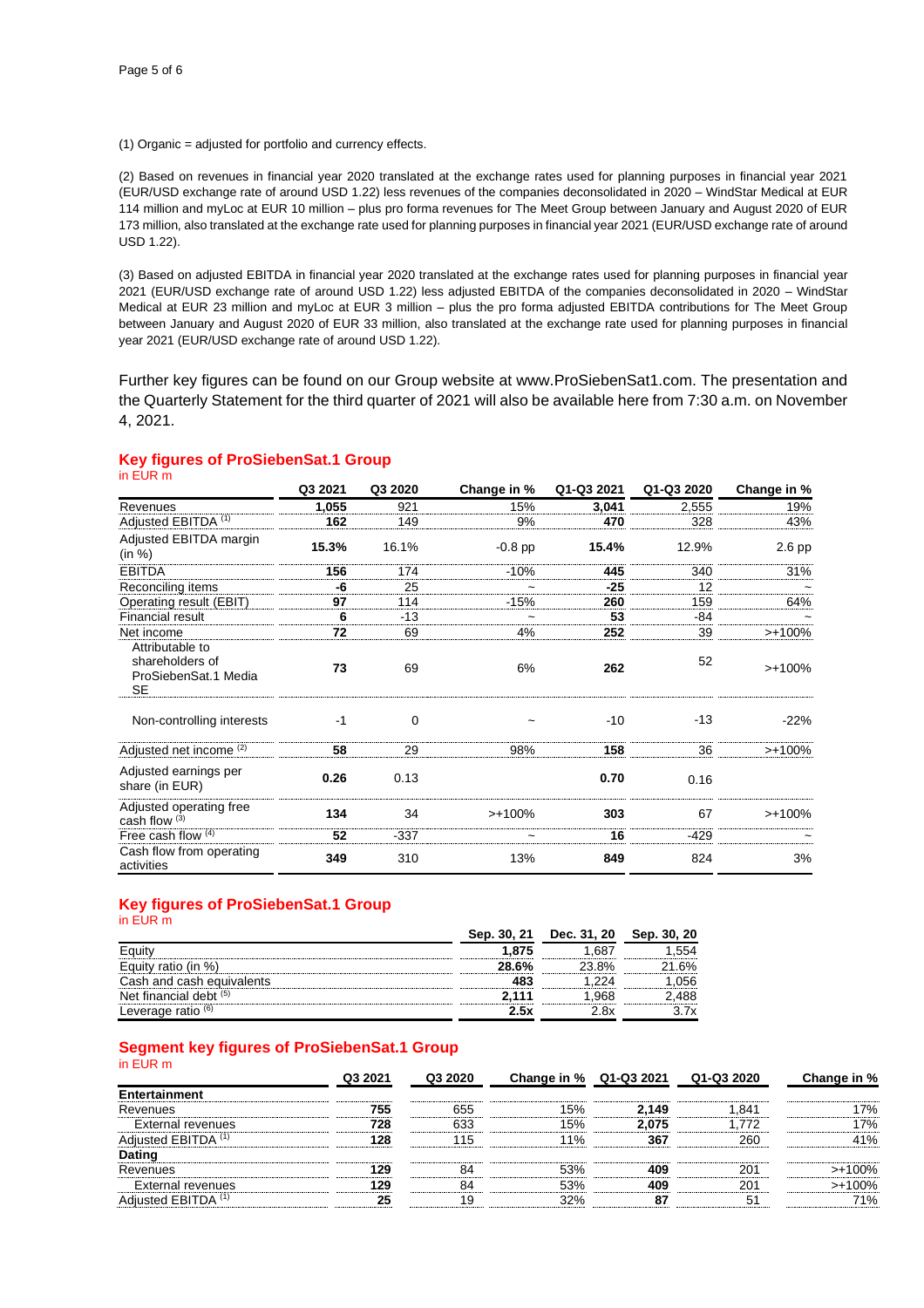(1) Organic = adjusted for portfolio and currency effects.

(2) Based on revenues in financial year 2020 translated at the exchange rates used for planning purposes in financial year 2021 (EUR/USD exchange rate of around USD 1.22) less revenues of the companies deconsolidated in 2020 – WindStar Medical at EUR 114 million and myLoc at EUR 10 million – plus pro forma revenues for The Meet Group between January and August 2020 of EUR 173 million, also translated at the exchange rate used for planning purposes in financial year 2021 (EUR/USD exchange rate of around USD 1.22).

(3) Based on adjusted EBITDA in financial year 2020 translated at the exchange rates used for planning purposes in financial year 2021 (EUR/USD exchange rate of around USD 1.22) less adjusted EBITDA of the companies deconsolidated in 2020 – WindStar Medical at EUR 23 million and myLoc at EUR 3 million – plus the pro forma adjusted EBITDA contributions for The Meet Group between January and August 2020 of EUR 33 million, also translated at the exchange rate used for planning purposes in financial year 2021 (EUR/USD exchange rate of around USD 1.22).

Further key figures can be found on our Group website at www.ProSiebenSat1.com. The presentation and the Quarterly Statement for the third quarter of 2021 will also be available here from 7:30 a.m. on November 4, 2021.

## Key figures of ProSiebenSat.1 Group

in EUR m

| | Q3 2021 | Q3 2020 | Change in % | Q1-Q3 2021 | Q1-Q3 2020 | Change in % |
|---|---|---|---|---|---|---|
| Revenues | **1,055** | 921 | 15% | **3,041** | 2,555 | 19% |
| Adjusted EBITDA [1] | **162** | 149 | 9% | **470** | 328 | 43% |
| Adjusted EBITDA margin (in %) | **15.3%** | 16.1% | -0.8 pp | **15.4%** | 12.9% | 2.6 pp |
| EBITDA | **156** | 174 | -10% | **445** | 340 | 31% |
| Reconciling items | **-6** | 25 | ~ | **-25** | 12 | ~ |
| Operating result (EBIT) | **97** | 114 | -15% | **260** | 159 | 64% |
| Financial result | **6** | -13 | ~ | **53** | -84 | ~ |
| Net income | **72** | 69 | 4% | **252** | 39 | >+100% |
| Attributable to shareholders of ProSiebenSat.1 Media SE | **73** | 69 | 6% | **262** | 52 | >+100% |
| Non-controlling interests | -1 | 0 | ~ | -10 | -13 | -22% |
| Adjusted net income [2] | **58** | 29 | 98% | **158** | 36 | >+100% |
| Adjusted earnings per share (in EUR) | **0.26** | 0.13 | | **0.70** | 0.16 | |
| Adjusted operating free cash flow [3] | **134** | 34 | >+100% | **303** | 67 | >+100% |
| Free cash flow [4] | **52** | -337 | ~ | **16** | -429 | ~ |
| Cash flow from operating activities | **349** | 310 | 13% | **849** | 824 | 3% |

## Key figures of ProSiebenSat.1 Group

in EUR m

| | Sep. 30, 21 | Dec. 31, 20 | Sep. 30, 20 |
|---|---|---|---|
| Equity | **1,875** | 1,687 | 1,554 |
| Equity ratio (in %) | **28.6%** | 23.8% | 21.6% |
| Cash and cash equivalents | **483** | 1,224 | 1,056 |
| Net financial debt [5] | **2,111** | 1,968 | 2,488 |
| Leverage ratio [6] | **2.5x** | 2.8x | 3.7x |

## Segment key figures of ProSiebenSat.1 Group

in EUR m

| | Q3 2021 | Q3 2020 | Change in % | Q1-Q3 2021 | Q1-Q3 2020 | Change in % |
|---|---|---|---|---|---|---|
| **Entertainment** | | | | | | |
| Revenues | **755** | 655 | 15% | **2,149** | 1,841 | 17% |
| External revenues | **728** | 633 | 15% | **2,075** | 1,772 | 17% |
| Adjusted EBITDA [1] | **128** | 115 | 11% | **367** | 260 | 41% |
| **Dating** | | | | | | |
| Revenues | **129** | 84 | 53% | **409** | 201 | >+100% |
| External revenues | **129** | 84 | 53% | **409** | 201 | >+100% |
| Adjusted EBITDA [1] | **25** | 19 | 32% | **87** | 51 | 71% |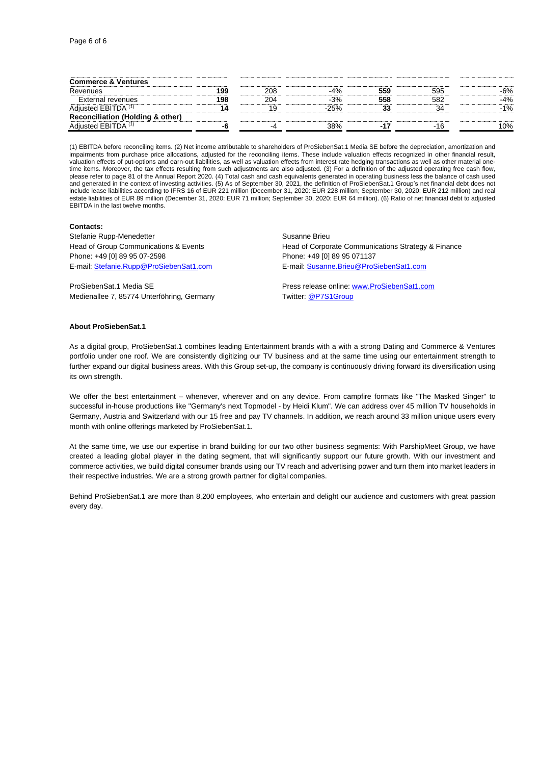| | | | | | | |
|---|---|---|---|---|---|---|
| **Commerce & Ventures** | | | | | | |
| Revenues | **199** | 208 | -4% | **559** | 595 | -6% |
| External revenues | **198** | 204 | -3% | **558** | 582 | -4% |
| Adjusted EBITDA (1) | **14** | 19 | -25% | **33** | 34 | -1% |
| **Reconciliation (Holding & other)** | | | | | | |
| Adjusted EBITDA (1) | **-6** | -4 | 38% | **-17** | -16 | 10% |

(1) EBITDA before reconciling items. (2) Net income attributable to shareholders of ProSiebenSat.1 Media SE before the depreciation, amortization and impairments from purchase price allocations, adjusted for the reconciling items. These include valuation effects recognized in other financial result, valuation effects of put-options and earn-out liabilities, as well as valuation effects from interest rate hedging transactions as well as other material one-time items. Moreover, the tax effects resulting from such adjustments are also adjusted. (3) For a definition of the adjusted operating free cash flow, please refer to page 81 of the Annual Report 2020. (4) Total cash and cash equivalents generated in operating business less the balance of cash used and generated in the context of investing activities. (5) As of September 30, 2021, the definition of ProSiebenSat.1 Group's net financial debt does not include lease liabilities according to IFRS 16 of EUR 221 million (December 31, 2020: EUR 228 million; September 30, 2020: EUR 212 million) and real estate liabilities of EUR 89 million (December 31, 2020: EUR 71 million; September 30, 2020: EUR 64 million). (6) Ratio of net financial debt to adjusted EBITDA in the last twelve months.

**Contacts:**

Stefanie Rupp-Menedetter
Head of Group Communications & Events
Phone: +49 [0] 89 95 07-2598
E-mail: Stefanie.Rupp@ProSiebenSat1.com

Susanne Brieu
Head of Corporate Communications Strategy & Finance
Phone: +49 [0] 89 95 071137
E-mail: Susanne.Brieu@ProSiebenSat1.com

ProSiebenSat.1 Media SE
Medienallee 7, 85774 Unterföhring, Germany

Press release online: www.ProSiebenSat1.com
Twitter: @P7S1Group

**About ProSiebenSat.1**

As a digital group, ProSiebenSat.1 combines leading Entertainment brands with a with a strong Dating and Commerce & Ventures portfolio under one roof. We are consistently digitizing our TV business and at the same time using our entertainment strength to further expand our digital business areas. With this Group set-up, the company is continuously driving forward its diversification using its own strength.

We offer the best entertainment – whenever, wherever and on any device. From campfire formats like "The Masked Singer" to successful in-house productions like "Germany's next Topmodel - by Heidi Klum". We can address over 45 million TV households in Germany, Austria and Switzerland with our 15 free and pay TV channels. In addition, we reach around 33 million unique users every month with online offerings marketed by ProSiebenSat.1.

At the same time, we use our expertise in brand building for our two other business segments: With ParshipMeet Group, we have created a leading global player in the dating segment, that will significantly support our future growth. With our investment and commerce activities, we build digital consumer brands using our TV reach and advertising power and turn them into market leaders in their respective industries. We are a strong growth partner for digital companies.

Behind ProSiebenSat.1 are more than 8,200 employees, who entertain and delight our audience and customers with great passion every day.